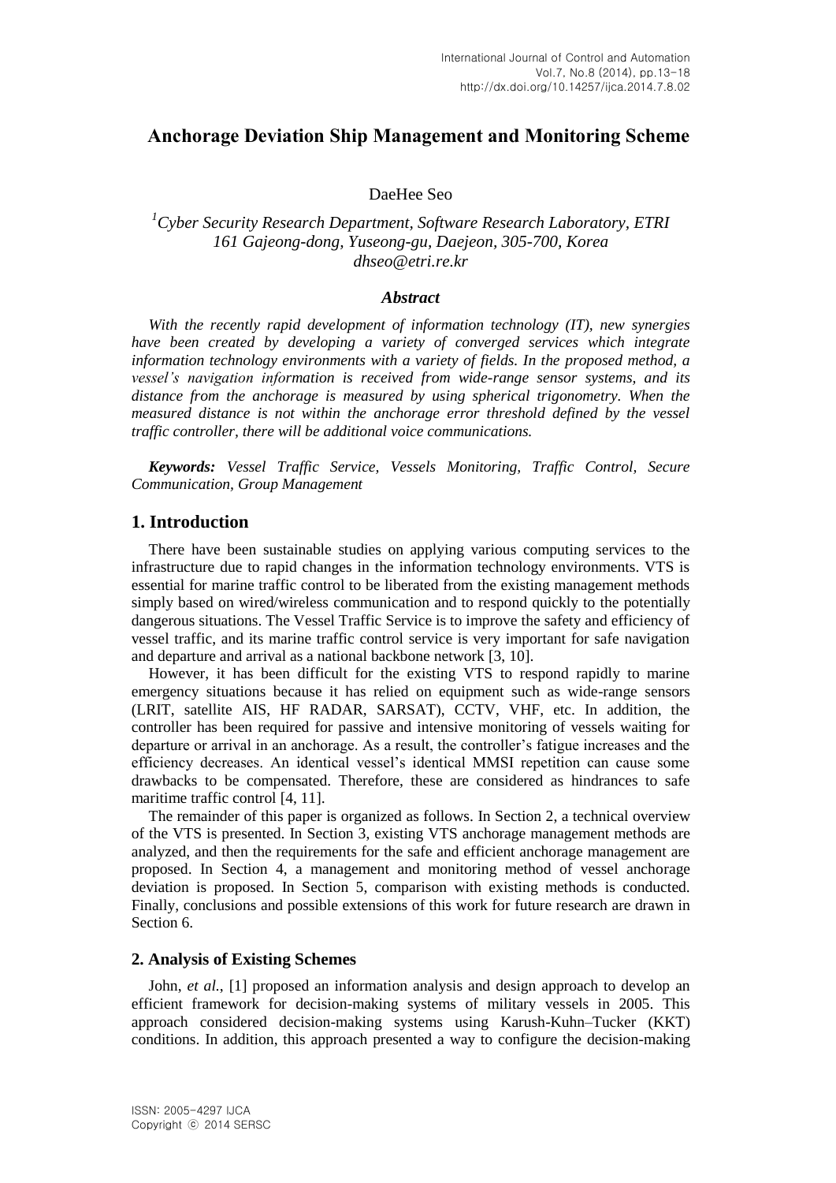# Anchorage Deviation Ship Management and Monitoring Scheme

DaeHee Seo

*[1]Cyber Security Research Department, Software Research Laboratory, ETRI*
*161 Gajeong-dong, Yuseong-gu, Daejeon, 305-700, Korea*
*dhseo@etri.re.kr*

### *Abstract*

*With the recently rapid development of information technology (IT), new synergies have been created by developing a variety of converged services which integrate information technology environments with a variety of fields. In the proposed method, a vessel's navigation information is received from wide-range sensor systems, and its distance from the anchorage is measured by using spherical trigonometry. When the measured distance is not within the anchorage error threshold defined by the vessel traffic controller, there will be additional voice communications.*

***Keywords:*** *Vessel Traffic Service, Vessels Monitoring, Traffic Control, Secure Communication, Group Management*

## 1. Introduction

There have been sustainable studies on applying various computing services to the infrastructure due to rapid changes in the information technology environments. VTS is essential for marine traffic control to be liberated from the existing management methods simply based on wired/wireless communication and to respond quickly to the potentially dangerous situations. The Vessel Traffic Service is to improve the safety and efficiency of vessel traffic, and its marine traffic control service is very important for safe navigation and departure and arrival as a national backbone network [3, 10].

However, it has been difficult for the existing VTS to respond rapidly to marine emergency situations because it has relied on equipment such as wide-range sensors (LRIT, satellite AIS, HF RADAR, SARSAT), CCTV, VHF, etc. In addition, the controller has been required for passive and intensive monitoring of vessels waiting for departure or arrival in an anchorage. As a result, the controller's fatigue increases and the efficiency decreases. An identical vessel's identical MMSI repetition can cause some drawbacks to be compensated. Therefore, these are considered as hindrances to safe maritime traffic control [4, 11].

The remainder of this paper is organized as follows. In Section 2, a technical overview of the VTS is presented. In Section 3, existing VTS anchorage management methods are analyzed, and then the requirements for the safe and efficient anchorage management are proposed. In Section 4, a management and monitoring method of vessel anchorage deviation is proposed. In Section 5, comparison with existing methods is conducted. Finally, conclusions and possible extensions of this work for future research are drawn in Section 6.

## 2. Analysis of Existing Schemes

John, *et al.*, [1] proposed an information analysis and design approach to develop an efficient framework for decision-making systems of military vessels in 2005. This approach considered decision-making systems using Karush-Kuhn–Tucker (KKT) conditions. In addition, this approach presented a way to configure the decision-making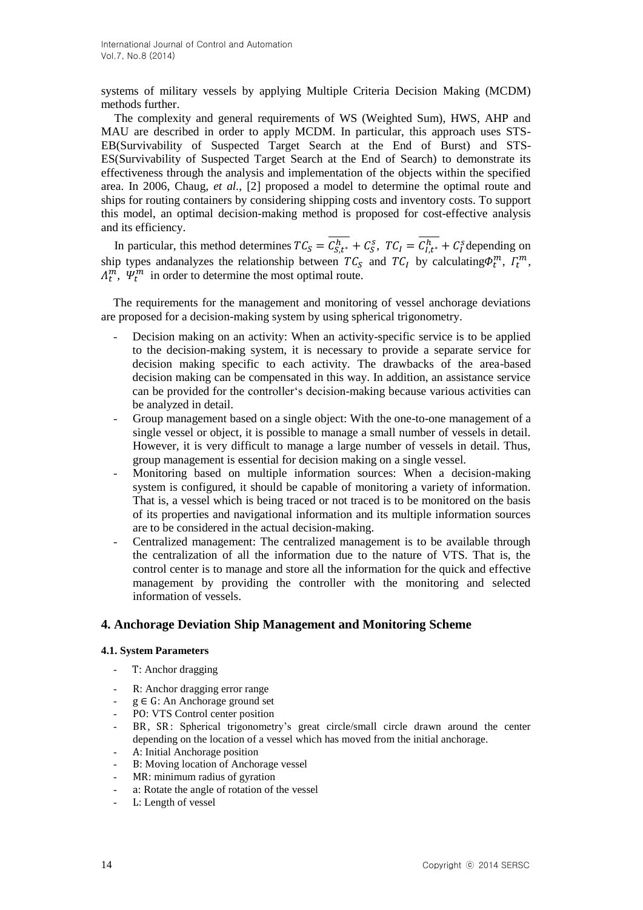systems of military vessels by applying Multiple Criteria Decision Making (MCDM) methods further.

The complexity and general requirements of WS (Weighted Sum), HWS, AHP and MAU are described in order to apply MCDM. In particular, this approach uses STS-EB(Survivability of Suspected Target Search at the End of Burst) and STS-ES(Survivability of Suspected Target Search at the End of Search) to demonstrate its effectiveness through the analysis and implementation of the objects within the specified area. In 2006, Chaug, *et al*., [2] proposed a model to determine the optimal route and ships for routing containers by considering shipping costs and inventory costs. To support this model, an optimal decision-making method is proposed for cost-effective analysis and its efficiency.

In particular, this method determines $TC_S = \overline{C_{S,t^*}^h} + C_S^s$, $TC_I = \overline{C_{I,t^*}^h} + C_I^s$ depending on ship types andanalyzes the relationship between $TC_S$ and $TC_I$ by calculating$\Phi_t^m$, $\Gamma_t^m$, $\Lambda_t^m$, $\Psi_t^m$ in order to determine the most optimal route.

The requirements for the management and monitoring of vessel anchorage deviations are proposed for a decision-making system by using spherical trigonometry.

- Decision making on an activity: When an activity-specific service is to be applied to the decision-making system, it is necessary to provide a separate service for decision making specific to each activity. The drawbacks of the area-based decision making can be compensated in this way. In addition, an assistance service can be provided for the controller's decision-making because various activities can be analyzed in detail.
- Group management based on a single object: With the one-to-one management of a single vessel or object, it is possible to manage a small number of vessels in detail. However, it is very difficult to manage a large number of vessels in detail. Thus, group management is essential for decision making on a single vessel.
- Monitoring based on multiple information sources: When a decision-making system is configured, it should be capable of monitoring a variety of information. That is, a vessel which is being traced or not traced is to be monitored on the basis of its properties and navigational information and its multiple information sources are to be considered in the actual decision-making.
- Centralized management: The centralized management is to be available through the centralization of all the information due to the nature of VTS. That is, the control center is to manage and store all the information for the quick and effective management by providing the controller with the monitoring and selected information of vessels.

## 4. Anchorage Deviation Ship Management and Monitoring Scheme

### 4.1. System Parameters

- T: Anchor dragging
- R: Anchor dragging error range
- $g \in G$: An Anchorage ground set
- PO: VTS Control center position
- BR, SR: Spherical trigonometry's great circle/small circle drawn around the center depending on the location of a vessel which has moved from the initial anchorage.
- A: Initial Anchorage position
- B: Moving location of Anchorage vessel
- MR: minimum radius of gyration
- a: Rotate the angle of rotation of the vessel
- L: Length of vessel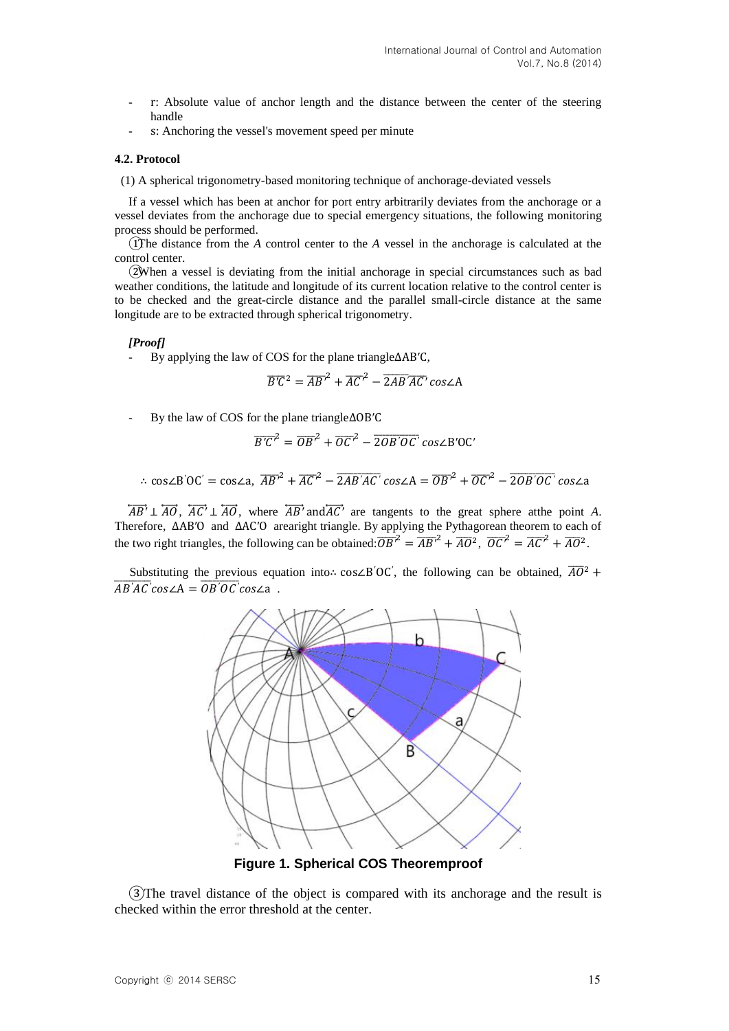- r: Absolute value of anchor length and the distance between the center of the steering handle
- s: Anchoring the vessel's movement speed per minute

### 4.2. Protocol

(1) A spherical trigonometry-based monitoring technique of anchorage-deviated vessels

If a vessel which has been at anchor for port entry arbitrarily deviates from the anchorage or a vessel deviates from the anchorage due to special emergency situations, the following monitoring process should be performed.

①The distance from the *A* control center to the *A* vessel in the anchorage is calculated at the control center.

②When a vessel is deviating from the initial anchorage in special circumstances such as bad weather conditions, the latitude and longitude of its current location relative to the control center is to be checked and the great-circle distance and the parallel small-circle distance at the same longitude are to be extracted through spherical trigonometry.

***[Proof]***

- By applying the law of COS for the plane triangle$\Delta AB'C$,

$$\overline{B'C}^2 = \overline{AB'}^2 + \overline{AC'}^2 - \overline{2AB'AC'}\cos\angle A$$

- By the law of COS for the plane triangle$\Delta OB'C$

$$\overline{B'C'}^2 = \overline{OB'}^2 + \overline{OC'}^2 - \overline{2OB'OC'}\cos\angle B'OC'$$

$$\therefore \cos\angle B'OC' = \cos\angle a,\ \overline{AB'}^2 + \overline{AC'}^2 - \overline{2AB'AC'}\cos\angle A = \overline{OB'}^2 + \overline{OC'}^2 - \overline{2OB'OC'}\cos\angle a$$

$\overleftrightarrow{AB'} \perp \overleftrightarrow{AO}$, $\overleftrightarrow{AC'} \perp \overleftrightarrow{AO}$, where $\overleftrightarrow{AB'}$ and$\overleftrightarrow{AC'}$ are tangents to the great sphere atthe point *A*. Therefore, $\Delta AB'O$ and $\Delta AC'O$ arearight triangle. By applying the Pythagorean theorem to each of the two right triangles, the following can be obtained:$\overline{OB'}^2 = \overline{AB'}^2 + \overline{AO}^2$, $\overline{OC'}^2 = \overline{AC'}^2 + \overline{AO}^2$.

Substituting the previous equation into$\therefore \cos\angle B'OC'$, the following can be obtained, $\overline{AO}^2 + \overline{AB'AC'}\cos\angle A = \overline{OB'OC'}\cos\angle a$ .

**Figure 1. Spherical COS Theoremproof**

③The travel distance of the object is compared with its anchorage and the result is checked within the error threshold at the center.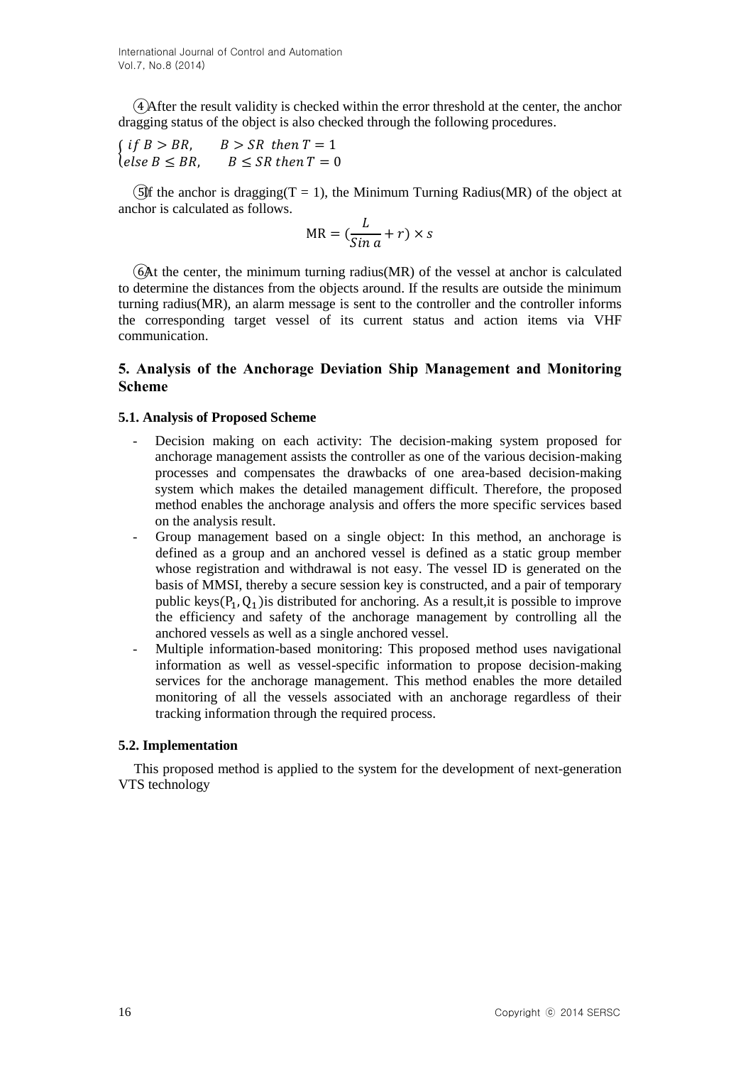④After the result validity is checked within the error threshold at the center, the anchor dragging status of the object is also checked through the following procedures.

$$\begin{cases} if\ B > BR, & B > SR\ \ then\ T = 1 \\ else\ B \leq BR, & B \leq SR\ then\ T = 0 \end{cases}$$

⑤If the anchor is dragging($T = 1$), the Minimum Turning Radius(MR) of the object at anchor is calculated as follows.

$$\mathrm{MR} = (\frac{L}{Sin\ a} + r) \times s$$

⑥At the center, the minimum turning radius(MR) of the vessel at anchor is calculated to determine the distances from the objects around. If the results are outside the minimum turning radius(MR), an alarm message is sent to the controller and the controller informs the corresponding target vessel of its current status and action items via VHF communication.

## 5. Analysis of the Anchorage Deviation Ship Management and Monitoring Scheme

### 5.1. Analysis of Proposed Scheme

- Decision making on each activity: The decision-making system proposed for anchorage management assists the controller as one of the various decision-making processes and compensates the drawbacks of one area-based decision-making system which makes the detailed management difficult. Therefore, the proposed method enables the anchorage analysis and offers the more specific services based on the analysis result.
- Group management based on a single object: In this method, an anchorage is defined as a group and an anchored vessel is defined as a static group member whose registration and withdrawal is not easy. The vessel ID is generated on the basis of MMSI, thereby a secure session key is constructed, and a pair of temporary public keys($P_1, Q_1$)is distributed for anchoring. As a result,it is possible to improve the efficiency and safety of the anchorage management by controlling all the anchored vessels as well as a single anchored vessel.
- Multiple information-based monitoring: This proposed method uses navigational information as well as vessel-specific information to propose decision-making services for the anchorage management. This method enables the more detailed monitoring of all the vessels associated with an anchorage regardless of their tracking information through the required process.

### 5.2. Implementation

This proposed method is applied to the system for the development of next-generation VTS technology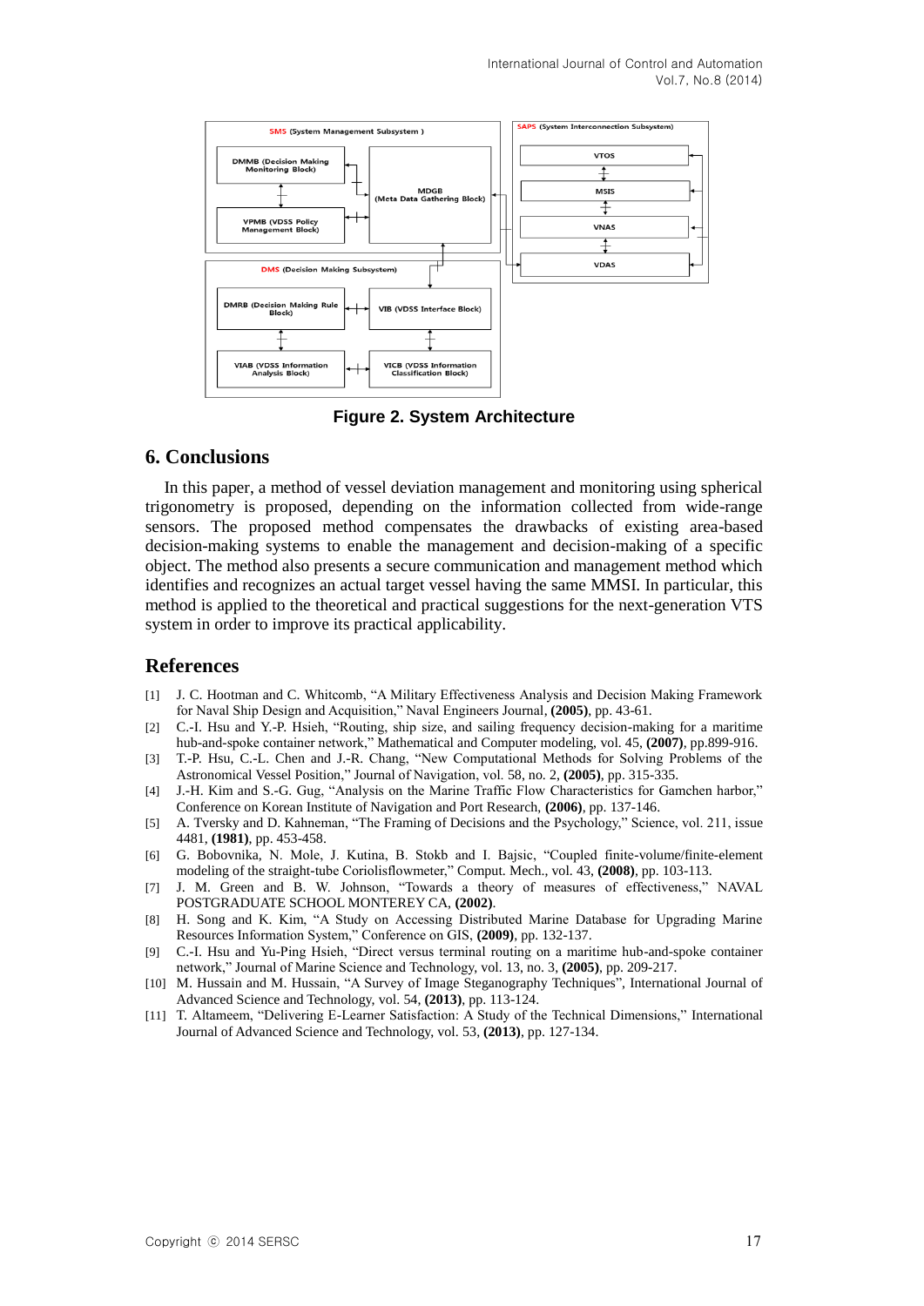Figure 2. System Architecture

## 6. Conclusions

In this paper, a method of vessel deviation management and monitoring using spherical trigonometry is proposed, depending on the information collected from wide-range sensors. The proposed method compensates the drawbacks of existing area-based decision-making systems to enable the management and decision-making of a specific object. The method also presents a secure communication and management method which identifies and recognizes an actual target vessel having the same MMSI. In particular, this method is applied to the theoretical and practical suggestions for the next-generation VTS system in order to improve its practical applicability.

## References

[1] J. C. Hootman and C. Whitcomb, "A Military Effectiveness Analysis and Decision Making Framework for Naval Ship Design and Acquisition," Naval Engineers Journal, **(2005)**, pp. 43-61.

[2] C.-I. Hsu and Y.-P. Hsieh, "Routing, ship size, and sailing frequency decision-making for a maritime hub-and-spoke container network," Mathematical and Computer modeling, vol. 45, **(2007)**, pp.899-916.

[3] T.-P. Hsu, C.-L. Chen and J.-R. Chang, "New Computational Methods for Solving Problems of the Astronomical Vessel Position," Journal of Navigation, vol. 58, no. 2, **(2005)**, pp. 315-335.

[4] J.-H. Kim and S.-G. Gug, "Analysis on the Marine Traffic Flow Characteristics for Gamchen harbor," Conference on Korean Institute of Navigation and Port Research, **(2006)**, pp. 137-146.

[5] A. Tversky and D. Kahneman, "The Framing of Decisions and the Psychology," Science, vol. 211, issue 4481, **(1981)**, pp. 453-458.

[6] G. Bobovnika, N. Mole, J. Kutina, B. Stokb and I. Bajsic, "Coupled finite-volume/finite-element modeling of the straight-tube Coriolisflowmeter," Comput. Mech., vol. 43, **(2008)**, pp. 103-113.

[7] J. M. Green and B. W. Johnson, "Towards a theory of measures of effectiveness," NAVAL POSTGRADUATE SCHOOL MONTEREY CA, **(2002)**.

[8] H. Song and K. Kim, "A Study on Accessing Distributed Marine Database for Upgrading Marine Resources Information System," Conference on GIS, **(2009)**, pp. 132-137.

[9] C.-I. Hsu and Yu-Ping Hsieh, "Direct versus terminal routing on a maritime hub-and-spoke container network," Journal of Marine Science and Technology, vol. 13, no. 3, **(2005)**, pp. 209-217.

[10] M. Hussain and M. Hussain, "A Survey of Image Steganography Techniques", International Journal of Advanced Science and Technology, vol. 54, **(2013)**, pp. 113-124.

[11] T. Altameem, "Delivering E-Learner Satisfaction: A Study of the Technical Dimensions," International Journal of Advanced Science and Technology, vol. 53, **(2013)**, pp. 127-134.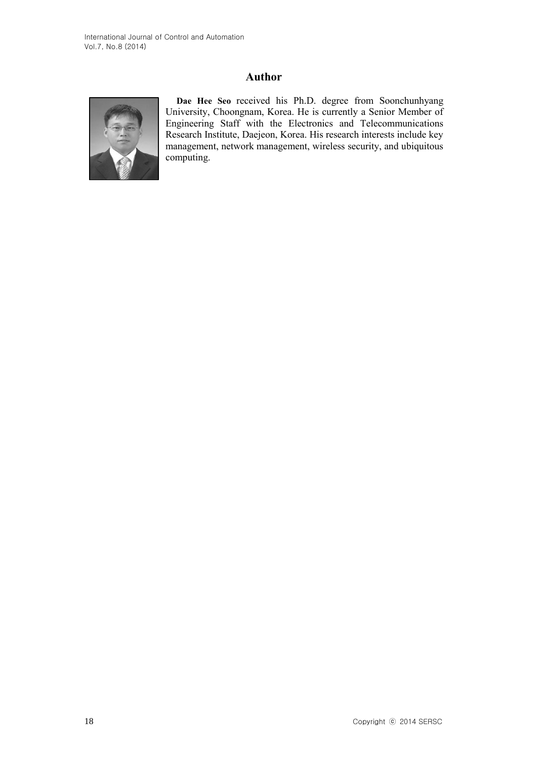# Author

**Dae Hee Seo** received his Ph.D. degree from Soonchunhyang University, Choongnam, Korea. He is currently a Senior Member of Engineering Staff with the Electronics and Telecommunications Research Institute, Daejeon, Korea. His research interests include key management, network management, wireless security, and ubiquitous computing.